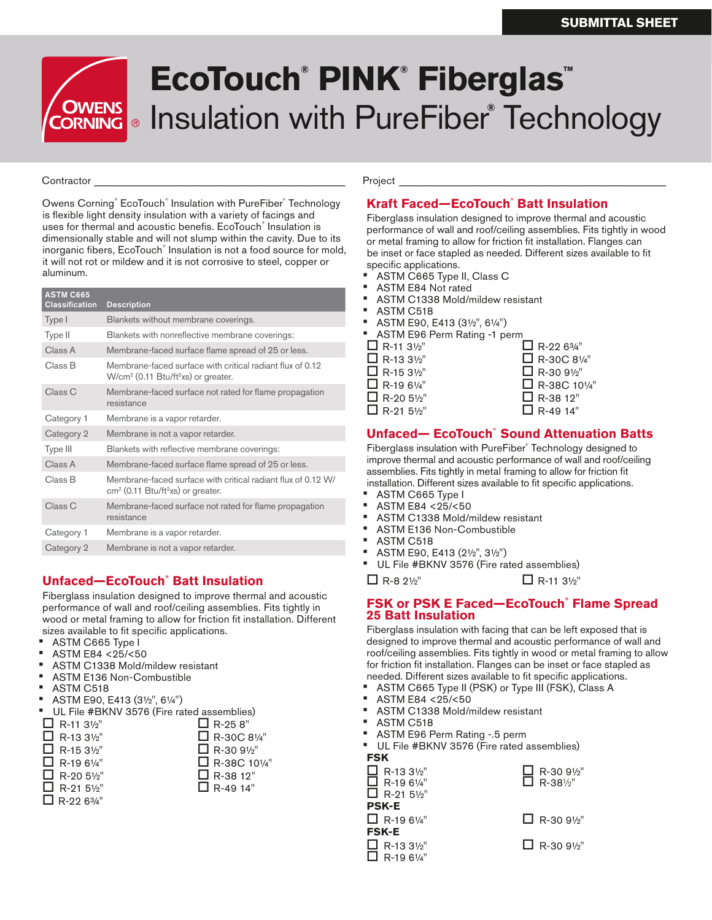SUBMITTAL SHEET

# EcoTouch® PINK® Fiberglas™ Insulation with PureFiber® Technology

Contractor ____________________________________________

Project ____________________________________________

Owens Corning® EcoTouch® Insulation with PureFiber® Technology is flexible light density insulation with a variety of facings and uses for thermal and acoustic benefits. EcoTouch® Insulation is dimensionally stable and will not slump within the cavity. Due to its inorganic fibers, EcoTouch® Insulation is not a food source for mold, it will not rot or mildew and it is not corrosive to steel, copper or aluminum.

| ASTM C665 Classification | Description |
|---|---|
| Type I | Blankets without membrane coverings. |
| Type II | Blankets with nonreflective membrane coverings: |
| Class A | Membrane-faced surface flame spread of 25 or less. |
| Class B | Membrane-faced surface with critical radiant flux of 0.12 W/cm² (0.11 Btu/ft²xs) or greater. |
| Class C | Membrane-faced surface not rated for flame propagation resistance |
| Category 1 | Membrane is a vapor retarder. |
| Category 2 | Membrane is not a vapor retarder. |
| Type III | Blankets with reflective membrane coverings: |
| Class A | Membrane-faced surface flame spread of 25 or less. |
| Class B | Membrane-faced surface with critical radiant flux of 0.12 W/cm² (0.11 Btu/ft²xs) or greater. |
| Class C | Membrane-faced surface not rated for flame propagation resistance |
| Category 1 | Membrane is a vapor retarder. |
| Category 2 | Membrane is not a vapor retarder. |

## Unfaced—EcoTouch® Batt Insulation

Fiberglass insulation designed to improve thermal and acoustic performance of wall and roof/ceiling assemblies. Fits tightly in wood or metal framing to allow for friction fit installation. Different sizes available to fit specific applications.

- ASTM C665 Type I
- ASTM E84 <25/<50
- ASTM C1338 Mold/mildew resistant
- ASTM E136 Non-Combustible
- ASTM C518
- ASTM E90, E413 (3½", 6¼")
- UL File #BKNV 3576 (Fire rated assemblies)

☐ R-11 3½"
☐ R-13 3½"
☐ R-15 3½"
☐ R-19 6¼"
☐ R-20 5½"
☐ R-21 5½"
☐ R-22 6¾"
☐ R-25 8"
☐ R-30C 8¼"
☐ R-30 9½"
☐ R-38C 10¼"
☐ R-38 12"
☐ R-49 14"

## Kraft Faced—EcoTouch® Batt Insulation

Fiberglass insulation designed to improve thermal and acoustic performance of wall and roof/ceiling assemblies. Fits tightly in wood or metal framing to allow for friction fit installation. Flanges can be inset or face stapled as needed. Different sizes available to fit specific applications.

- ASTM C665 Type II, Class C
- ASTM E84 Not rated
- ASTM C1338 Mold/mildew resistant
- ASTM C518
- ASTM E90, E413 (3½", 6¼")
- ASTM E96 Perm Rating -1 perm

☐ R-11 3½"
☐ R-13 3½"
☐ R-15 3½"
☐ R-19 6¼"
☐ R-20 5½"
☐ R-21 5½"
☐ R-22 6¾"
☐ R-30C 8¼"
☐ R-30 9½"
☐ R-38C 10¼"
☐ R-38 12"
☐ R-49 14"

## Unfaced— EcoTouch® Sound Attenuation Batts

Fiberglass insulation with PureFiber® Technology designed to improve thermal and acoustic performance of wall and roof/ceiling assemblies. Fits tightly in metal framing to allow for friction fit installation. Different sizes available to fit specific applications.

- ASTM C665 Type I
- ASTM E84 <25/<50
- ASTM C1338 Mold/mildew resistant
- ASTM E136 Non-Combustible
- ASTM C518
- ASTM E90, E413 (2½", 3½")
- UL File #BKNV 3576 (Fire rated assemblies)

☐ R-8 2½"
☐ R-11 3½"

## FSK or PSK E Faced—EcoTouch® Flame Spread 25 Batt Insulation

Fiberglass insulation with facing that can be left exposed that is designed to improve thermal and acoustic performance of wall and roof/ceiling assemblies. Fits tightly in wood or metal framing to allow for friction fit installation. Flanges can be inset or face stapled as needed. Different sizes available to fit specific applications.

- ASTM C665 Type II (PSK) or Type III (FSK), Class A
- ASTM E84 <25/<50
- ASTM C1338 Mold/mildew resistant
- ASTM C518
- ASTM E96 Perm Rating -.5 perm
- UL File #BKNV 3576 (Fire rated assemblies)

**FSK**

☐ R-13 3½"
☐ R-19 6¼"
☐ R-21 5½"
☐ R-30 9½"
☐ R-38½"

**PSK-E**

☐ R-19 6¼"
☐ R-30 9½"

**FSK-E**

☐ R-13 3½"
☐ R-19 6¼"
☐ R-30 9½"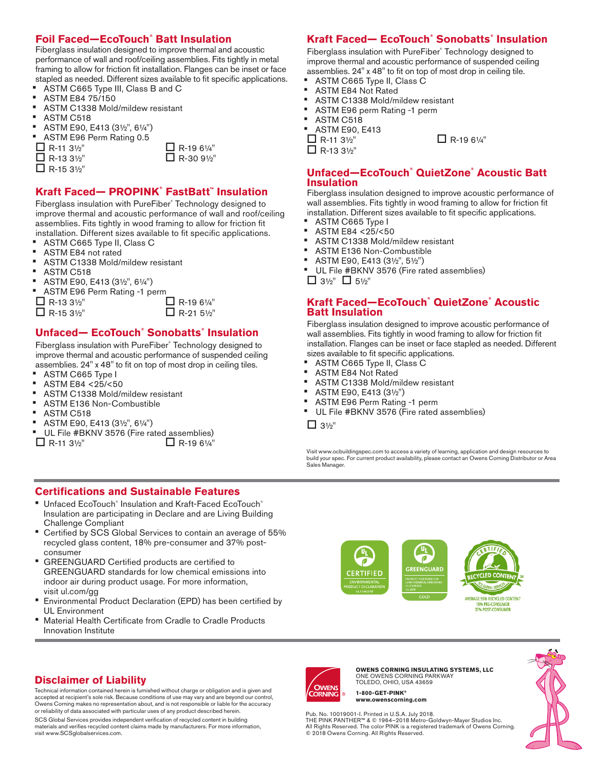## Foil Faced—EcoTouch® Batt Insulation

Fiberglass insulation designed to improve thermal and acoustic performance of wall and roof/ceiling assemblies. Fits tightly in metal framing to allow for friction fit installation. Flanges can be inset or face stapled as needed. Different sizes available to fit specific applications.

- ASTM C665 Type III, Class B and C
- ASTM E84 75/150
- ASTM C1338 Mold/mildew resistant
- ASTM C518
- ASTM E90, E413 (3½", 6¼")
- ASTM E96 Perm Rating 0.5

☐ R-11 3½"
☐ R-13 3½"
☐ R-15 3½"
☐ R-19 6¼"
☐ R-30 9½"

## Kraft Faced— PROPINK® FastBatt™ Insulation

Fiberglass insulation with PureFiber® Technology designed to improve thermal and acoustic performance of wall and roof/ceiling assemblies. Fits tightly in wood framing to allow for friction fit installation. Different sizes available to fit specific applications.

- ASTM C665 Type II, Class C
- ASTM E84 not rated
- ASTM C1338 Mold/mildew resistant
- ASTM C518
- ASTM E90, E413 (3½", 6¼")
- ASTM E96 Perm Rating -1 perm

☐ R-13 3½"
☐ R-15 3½"
☐ R-19 6¼"
☐ R-21 5½"

## Unfaced— EcoTouch® Sonobatts® Insulation

Fiberglass insulation with PureFiber® Technology designed to improve thermal and acoustic performance of suspended ceiling assemblies. 24" x 48" to fit on top of most drop in ceiling tiles.

- ASTM C665 Type I
- ASTM E84 <25/<50
- ASTM C1338 Mold/mildew resistant
- ASTM E136 Non-Combustible
- ASTM C518
- ASTM E90, E413 (3½", 6¼")
- UL File #BKNV 3576 (Fire rated assemblies)

☐ R-11 3½"
☐ R-19 6¼"

## Kraft Faced— EcoTouch® Sonobatts® Insulation

Fiberglass insulation with PureFiber® Technology designed to improve thermal and acoustic performance of suspended ceiling assemblies. 24" x 48" to fit on top of most drop in ceiling tile.

- ASTM C665 Type II, Class C
- ASTM E84 Not Rated
- ASTM C1338 Mold/mildew resistant
- ASTM E96 perm Rating -1 perm
- ASTM C518
- ASTM E90, E413

☐ R-11 3½"
☐ R-13 3½"
☐ R-19 6¼"

## Unfaced—EcoTouch® QuietZone® Acoustic Batt Insulation

Fiberglass insulation designed to improve acoustic performance of wall assemblies. Fits tightly in wood framing to allow for friction fit installation. Different sizes available to fit specific applications.

- ASTM C665 Type I
- ASTM E84 <25/<50
- ASTM C1338 Mold/mildew resistant
- ASTM E136 Non-Combustible
- ASTM E90, E413 (3½", 5½")
- UL File #BKNV 3576 (Fire rated assemblies)

☐ 3½" ☐ 5½"

## Kraft Faced—EcoTouch® QuietZone® Acoustic Batt Insulation

Fiberglass insulation designed to improve acoustic performance of wall assemblies. Fits tightly in wood framing to allow for friction fit installation. Flanges can be inset or face stapled as needed. Different sizes available to fit specific applications.

- ASTM C665 Type II, Class C
- ASTM E84 Not Rated
- ASTM C1338 Mold/mildew resistant
- ASTM E90, E413 (3½")
- ASTM E96 Perm Rating -1 perm
- UL File #BKNV 3576 (Fire rated assemblies)

☐ 3½"

Visit www.ocbuildingspec.com to access a variety of learning, application and design resources to build your spec. For current product availability, please contact an Owens Corning Distributor or Area Sales Manager.

## Certifications and Sustainable Features

- Unfaced EcoTouch® Insulation and Kraft-Faced EcoTouch® Insulation are participating in Declare and are Living Building Challenge Compliant
- Certified by SCS Global Services to contain an average of 55% recycled glass content, 18% pre-consumer and 37% post-consumer
- GREENGUARD Certified products are certified to GREENGUARD standards for low chemical emissions into indoor air during product usage. For more information, visit ul.com/gg
- Environmental Product Declaration (EPD) has been certified by UL Environment
- Material Health Certificate from Cradle to Cradle Products Innovation Institute

CERTIFIED ENVIRONMENTAL PRODUCT DECLARATION UL.COM/EPD

GREENGUARD PRODUCT CERTIFIED FOR LOW CHEMICAL EMISSIONS UL.COM/GG UL 2818 GOLD

CERTIFIED RECYCLED CONTENT SCS GLOBAL SERVICES AVERAGE 55% RECYCLED CONTENT 18% PRE-CONSUMER 37% POST-CONSUMER

## Disclaimer of Liability

Technical information contained herein is furnished without charge or obligation and is given and accepted at recipient's sole risk. Because conditions of use may vary and are beyond our control, Owens Corning makes no representation about, and is not responsible or liable for the accuracy or reliability of data associated with particular uses of any product described herein.

SCS Global Services provides independent verification of recycled content in building materials and verifies recycled content claims made by manufacturers. For more information, visit www.SCSglobalservices.com.

**OWENS CORNING INSULATING SYSTEMS, LLC**
ONE OWENS CORNING PARKWAY
TOLEDO, OHIO, USA 43659

**1-800-GET-PINK®**
**www.owenscorning.com**

Pub. No. 10019001-I. Printed in U.S.A. July 2018.
THE PINK PANTHER™ & © 1964–2018 Metro-Goldwyn-Mayer Studios Inc. All Rights Reserved. The color PINK is a registered trademark of Owens Corning.
© 2018 Owens Corning. All Rights Reserved.